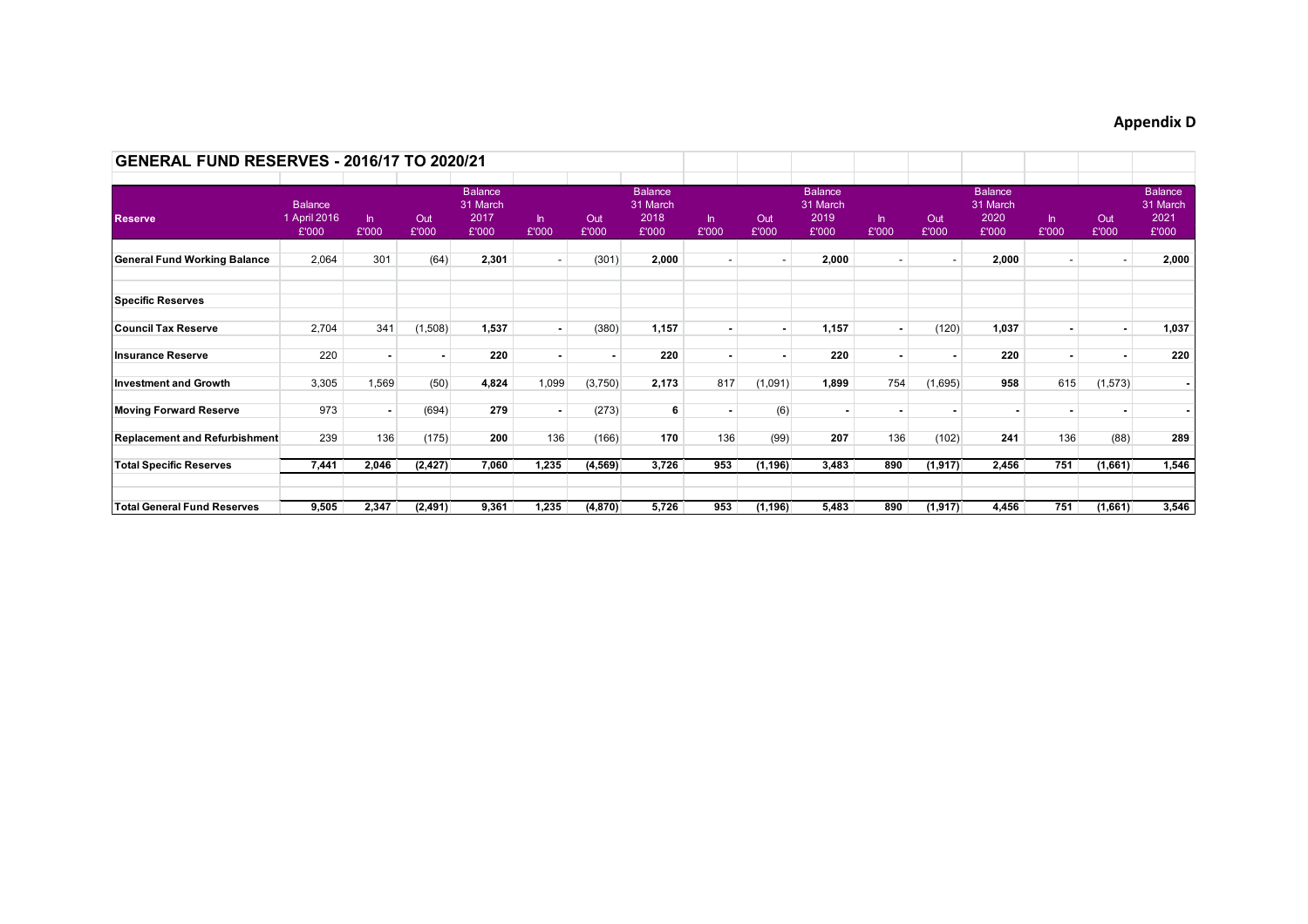**Appendix D**

## GENERAL FUND RESERVES - 2016/17 TO 2020/21

| Reserve | Balance 1 April 2016 £'000 | In £'000 | Out £'000 | Balance 31 March 2017 £'000 | In £'000 | Out £'000 | Balance 31 March 2018 £'000 | In £'000 | Out £'000 | Balance 31 March 2019 £'000 | In £'000 | Out £'000 | Balance 31 March 2020 £'000 | In £'000 | Out £'000 | Balance 31 March 2021 £'000 |
|---|---|---|---|---|---|---|---|---|---|---|---|---|---|---|---|---|
| **General Fund Working Balance** | 2,064 | 301 | (64) | **2,301** | - | (301) | **2,000** | - | - | **2,000** | - | - | **2,000** | - | - | **2,000** |
| | | | | | | | | | | | | | | | | |
| **Specific Reserves** | | | | | | | | | | | | | | | | |
| **Council Tax Reserve** | 2,704 | 341 | (1,508) | **1,537** | - | (380) | **1,157** | - | - | **1,157** | - | (120) | **1,037** | - | - | **1,037** |
| **Insurance Reserve** | 220 | - | - | **220** | - | - | **220** | - | - | **220** | - | - | **220** | - | - | **220** |
| **Investment and Growth** | 3,305 | 1,569 | (50) | **4,824** | 1,099 | (3,750) | **2,173** | 817 | (1,091) | **1,899** | 754 | (1,695) | **958** | 615 | (1,573) | **-** |
| **Moving Forward Reserve** | 973 | - | (694) | **279** | - | (273) | **6** | - | (6) | **-** | - | - | **-** | - | - | **-** |
| **Replacement and Refurbishment** | 239 | 136 | (175) | **200** | 136 | (166) | **170** | 136 | (99) | **207** | 136 | (102) | **241** | 136 | (88) | **289** |
| **Total Specific Reserves** | **7,441** | **2,046** | **(2,427)** | **7,060** | **1,235** | **(4,569)** | **3,726** | **953** | **(1,196)** | **3,483** | **890** | **(1,917)** | **2,456** | **751** | **(1,661)** | **1,546** |
| | | | | | | | | | | | | | | | | |
| **Total General Fund Reserves** | **9,505** | **2,347** | **(2,491)** | **9,361** | **1,235** | **(4,870)** | **5,726** | **953** | **(1,196)** | **5,483** | **890** | **(1,917)** | **4,456** | **751** | **(1,661)** | **3,546** |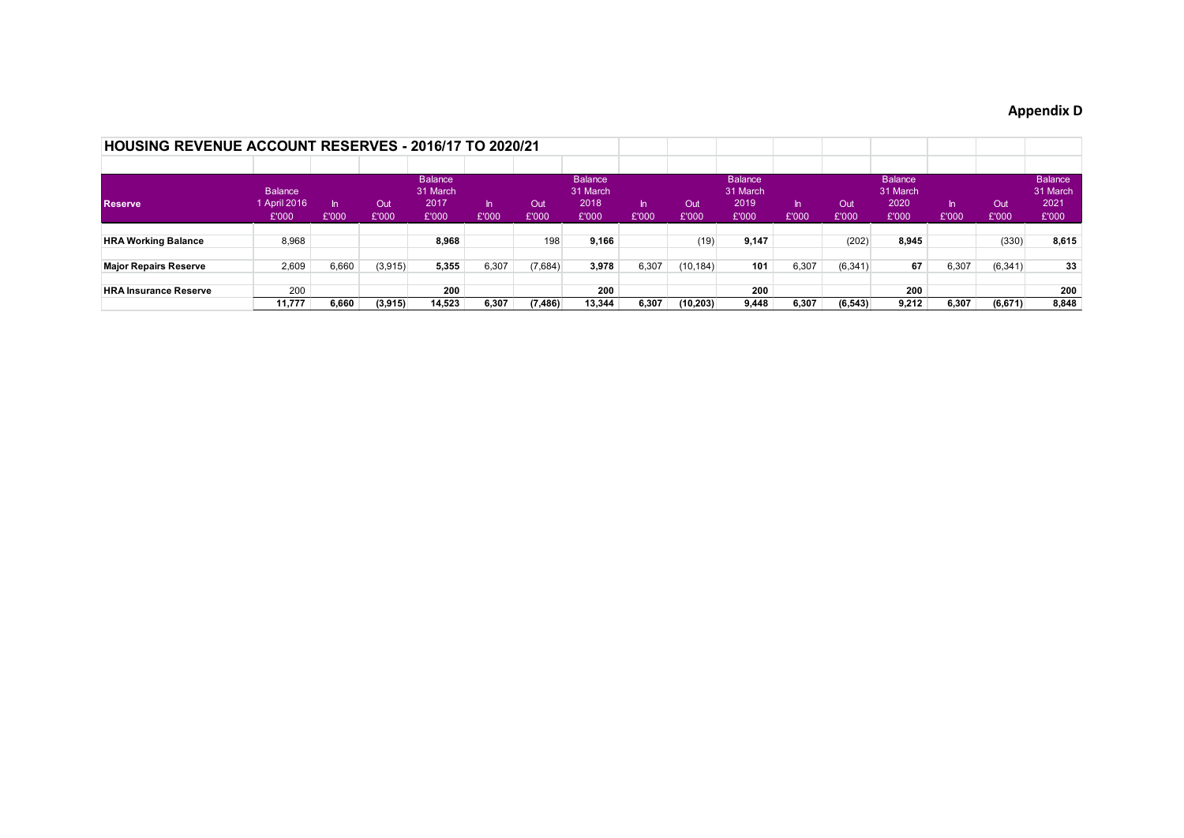**Appendix D**

## HOUSING REVENUE ACCOUNT RESERVES - 2016/17 TO 2020/21

| Reserve | Balance 1 April 2016 £'000 | In £'000 | Out £'000 | Balance 31 March 2017 £'000 | In £'000 | Out £'000 | Balance 31 March 2018 £'000 | In £'000 | Out £'000 | Balance 31 March 2019 £'000 | In £'000 | Out £'000 | Balance 31 March 2020 £'000 | In £'000 | Out £'000 | Balance 31 March 2021 £'000 |
|---|---|---|---|---|---|---|---|---|---|---|---|---|---|---|---|---|
| **HRA Working Balance** | 8,968 | | | **8,968** | | 198 | **9,166** | | (19) | **9,147** | | (202) | **8,945** | | (330) | **8,615** |
| **Major Repairs Reserve** | 2,609 | 6,660 | (3,915) | **5,355** | 6,307 | (7,684) | **3,978** | 6,307 | (10,184) | **101** | 6,307 | (6,341) | **67** | 6,307 | (6,341) | **33** |
| **HRA Insurance Reserve** | 200 | | | **200** | | | **200** | | | **200** | | | **200** | | | **200** |
| | **11,777** | **6,660** | **(3,915)** | **14,523** | **6,307** | **(7,486)** | **13,344** | **6,307** | **(10,203)** | **9,448** | **6,307** | **(6,543)** | **9,212** | **6,307** | **(6,671)** | **8,848** |